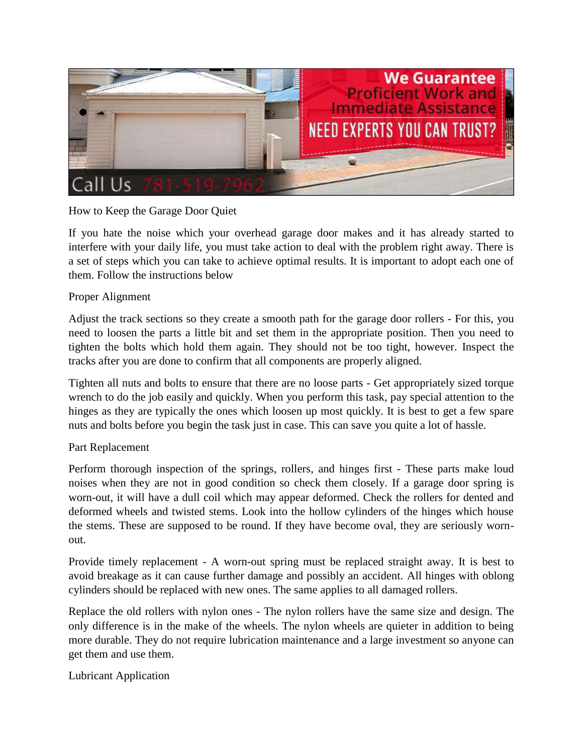How to Keep the Garage Door Quiet

If you hate the noise which your overhead garage door makes and it has already started to interfere with your daily life, you must take action to deal with the problem right away. There is a set of steps which you can take to achieve optimal results. It is important to adopt each one of them. Follow the instructions below

Proper Alignment

Adjust the track sections so they create a smooth path for the garage door rollers - For this, you need to loosen the parts a little bit and set them in the appropriate position. Then you need to tighten the bolts which hold them again. They should not be too tight, however. Inspect the tracks after you are done to confirm that all components are properly aligned.

Tighten all nuts and bolts to ensure that there are no loose parts - Get appropriately sized torque wrench to do the job easily and quickly. When you perform this task, pay special attention to the hinges as they are typically the ones which loosen up most quickly. It is best to get a few spare nuts and bolts before you begin the task just in case. This can save you quite a lot of hassle.

Part Replacement

Perform thorough inspection of the springs, rollers, and hinges first - These parts make loud noises when they are not in good condition so check them closely. If a garage door spring is worn-out, it will have a dull coil which may appear deformed. Check the rollers for dented and deformed wheels and twisted stems. Look into the hollow cylinders of the hinges which house the stems. These are supposed to be round. If they have become oval, they are seriously worn-out.

Provide timely replacement - A worn-out spring must be replaced straight away. It is best to avoid breakage as it can cause further damage and possibly an accident. All hinges with oblong cylinders should be replaced with new ones. The same applies to all damaged rollers.

Replace the old rollers with nylon ones - The nylon rollers have the same size and design. The only difference is in the make of the wheels. The nylon wheels are quieter in addition to being more durable. They do not require lubrication maintenance and a large investment so anyone can get them and use them.

Lubricant Application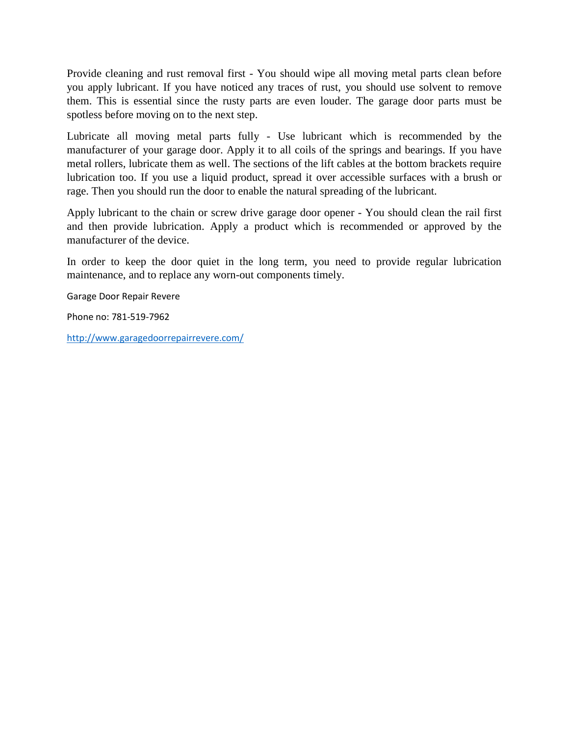Provide cleaning and rust removal first - You should wipe all moving metal parts clean before you apply lubricant. If you have noticed any traces of rust, you should use solvent to remove them. This is essential since the rusty parts are even louder. The garage door parts must be spotless before moving on to the next step.

Lubricate all moving metal parts fully - Use lubricant which is recommended by the manufacturer of your garage door. Apply it to all coils of the springs and bearings. If you have metal rollers, lubricate them as well. The sections of the lift cables at the bottom brackets require lubrication too. If you use a liquid product, spread it over accessible surfaces with a brush or rage. Then you should run the door to enable the natural spreading of the lubricant.

Apply lubricant to the chain or screw drive garage door opener - You should clean the rail first and then provide lubrication. Apply a product which is recommended or approved by the manufacturer of the device.

In order to keep the door quiet in the long term, you need to provide regular lubrication maintenance, and to replace any worn-out components timely.

Garage Door Repair Revere

Phone no: 781-519-7962

[http://www.garagedoorrepairrevere.com/](http://www.garagedoorrepairrevere.com/)